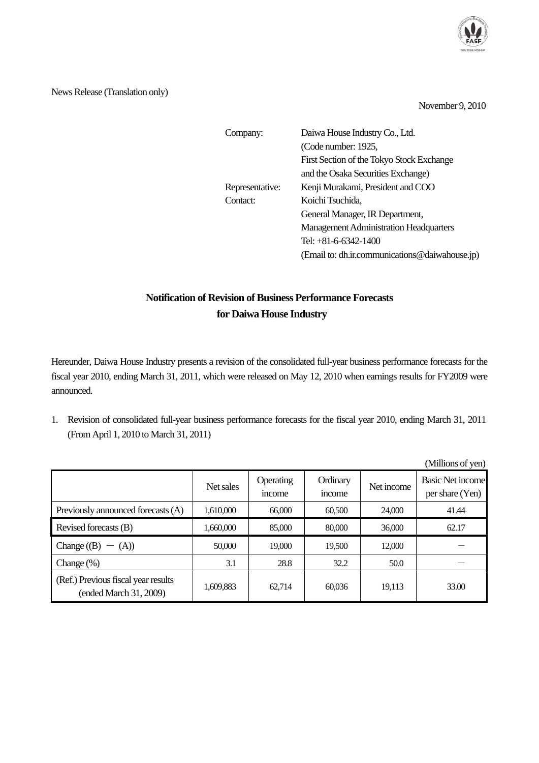News Release (Translation only)

November 9, 2010

| | |
|---|---|
| Company: | Daiwa House Industry Co., Ltd. (Code number: 1925, First Section of the Tokyo Stock Exchange and the Osaka Securities Exchange) |
| Representative: | Kenji Murakami, President and COO |
| Contact: | Koichi Tsuchida, General Manager, IR Department, Management Administration Headquarters Tel: +81-6-6342-1400 (Email to: dh.ir.communications@daiwahouse.jp) |

## Notification of Revision of Business Performance Forecasts for Daiwa House Industry

Hereunder, Daiwa House Industry presents a revision of the consolidated full-year business performance forecasts for the fiscal year 2010, ending March 31, 2011, which were released on May 12, 2010 when earnings results for FY2009 were announced.

1. Revision of consolidated full-year business performance forecasts for the fiscal year 2010, ending March 31, 2011 (From April 1, 2010 to March 31, 2011)

(Millions of yen)

| | Net sales | Operating income | Ordinary income | Net income | Basic Net income per share (Yen) |
|---|---|---|---|---|---|
| Previously announced forecasts (A) | 1,610,000 | 66,000 | 60,500 | 24,000 | 41.44 |
| Revised forecasts (B) | 1,660,000 | 85,000 | 80,000 | 36,000 | 62.17 |
| Change ((B) － (A)) | 50,000 | 19,000 | 19,500 | 12,000 | ― |
| Change (%) | 3.1 | 28.8 | 32.2 | 50.0 | ― |
| (Ref.) Previous fiscal year results (ended March 31, 2009) | 1,609,883 | 62,714 | 60,036 | 19,113 | 33.00 |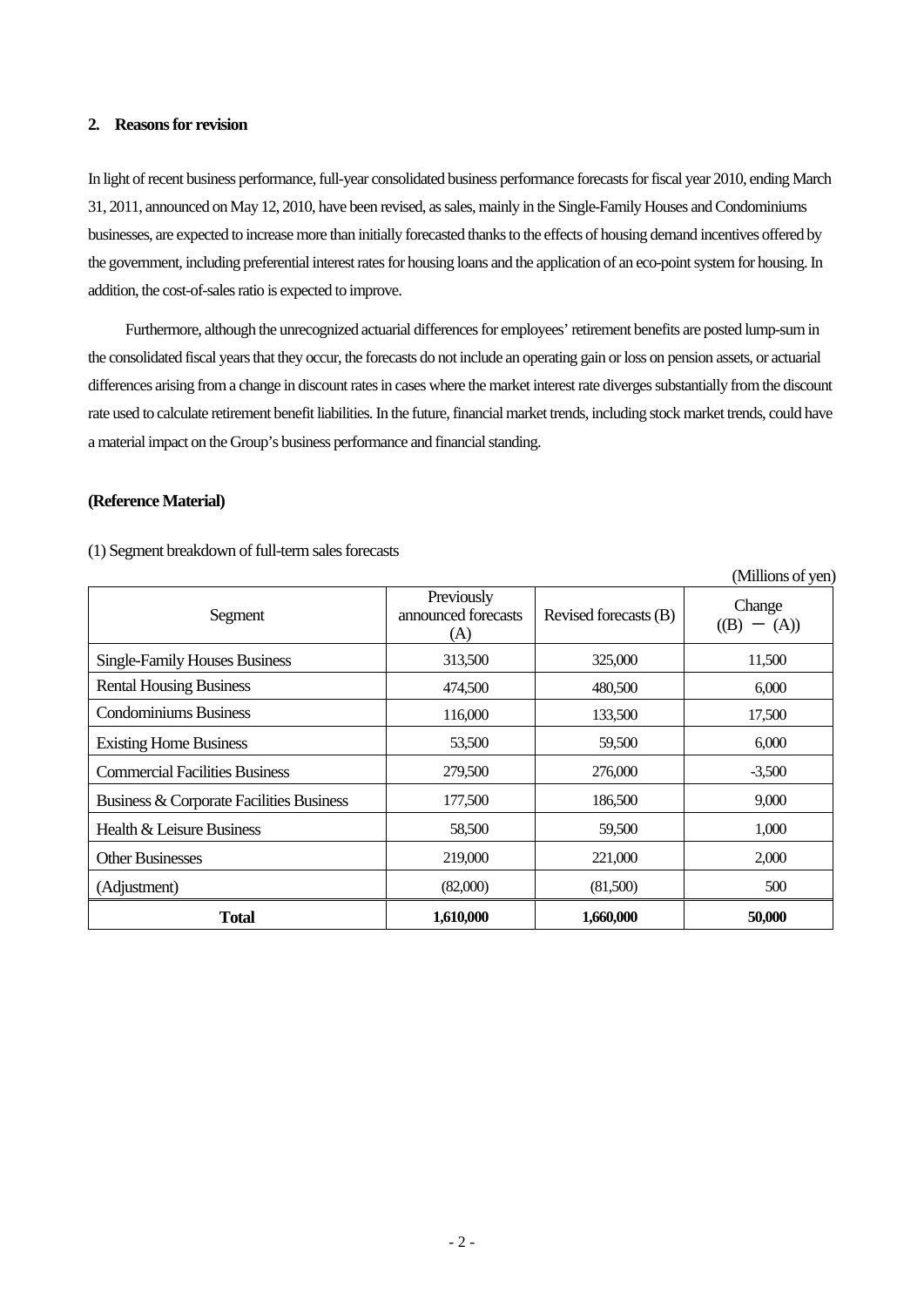## 2. Reasons for revision

In light of recent business performance, full-year consolidated business performance forecasts for fiscal year 2010, ending March 31, 2011, announced on May 12, 2010, have been revised, as sales, mainly in the Single-Family Houses and Condominiums businesses, are expected to increase more than initially forecasted thanks to the effects of housing demand incentives offered by the government, including preferential interest rates for housing loans and the application of an eco-point system for housing. In addition, the cost-of-sales ratio is expected to improve.

Furthermore, although the unrecognized actuarial differences for employees' retirement benefits are posted lump-sum in the consolidated fiscal years that they occur, the forecasts do not include an operating gain or loss on pension assets, or actuarial differences arising from a change in discount rates in cases where the market interest rate diverges substantially from the discount rate used to calculate retirement benefit liabilities. In the future, financial market trends, including stock market trends, could have a material impact on the Group's business performance and financial standing.

**(Reference Material)**

(1) Segment breakdown of full-term sales forecasts

(Millions of yen)

| Segment | Previously announced forecasts (A) | Revised forecasts (B) | Change ((B) − (A)) |
|---|---|---|---|
| Single-Family Houses Business | 313,500 | 325,000 | 11,500 |
| Rental Housing Business | 474,500 | 480,500 | 6,000 |
| Condominiums Business | 116,000 | 133,500 | 17,500 |
| Existing Home Business | 53,500 | 59,500 | 6,000 |
| Commercial Facilities Business | 279,500 | 276,000 | -3,500 |
| Business & Corporate Facilities Business | 177,500 | 186,500 | 9,000 |
| Health & Leisure Business | 58,500 | 59,500 | 1,000 |
| Other Businesses | 219,000 | 221,000 | 2,000 |
| (Adjustment) | (82,000) | (81,500) | 500 |
| **Total** | **1,610,000** | **1,660,000** | **50,000** |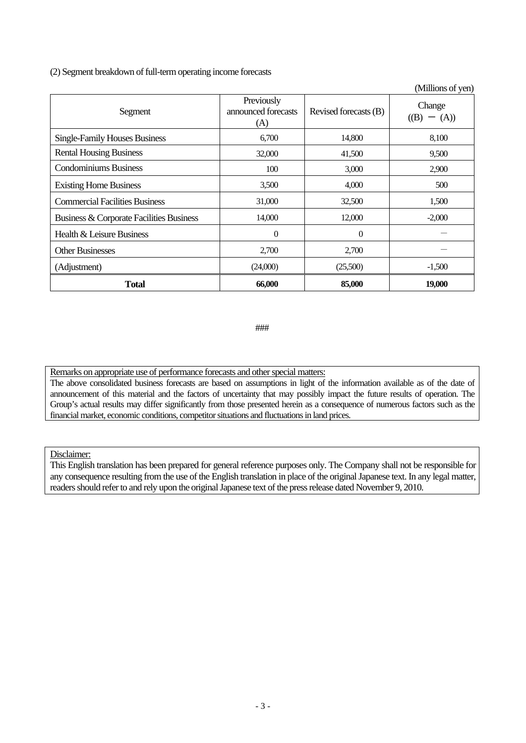(2) Segment breakdown of full-term operating income forecasts

(Millions of yen)

| Segment | Previously announced forecasts (A) | Revised forecasts (B) | Change ((B) − (A)) |
|---|---|---|---|
| Single-Family Houses Business | 6,700 | 14,800 | 8,100 |
| Rental Housing Business | 32,000 | 41,500 | 9,500 |
| Condominiums Business | 100 | 3,000 | 2,900 |
| Existing Home Business | 3,500 | 4,000 | 500 |
| Commercial Facilities Business | 31,000 | 32,500 | 1,500 |
| Business & Corporate Facilities Business | 14,000 | 12,000 | -2,000 |
| Health & Leisure Business | 0 | 0 | — |
| Other Businesses | 2,700 | 2,700 | — |
| (Adjustment) | (24,000) | (25,500) | -1,500 |
| **Total** | **66,000** | **85,000** | **19,000** |

###

Remarks on appropriate use of performance forecasts and other special matters:

The above consolidated business forecasts are based on assumptions in light of the information available as of the date of announcement of this material and the factors of uncertainty that may possibly impact the future results of operation. The Group's actual results may differ significantly from those presented herein as a consequence of numerous factors such as the financial market, economic conditions, competitor situations and fluctuations in land prices.

Disclaimer:

This English translation has been prepared for general reference purposes only. The Company shall not be responsible for any consequence resulting from the use of the English translation in place of the original Japanese text. In any legal matter, readers should refer to and rely upon the original Japanese text of the press release dated November 9, 2010.